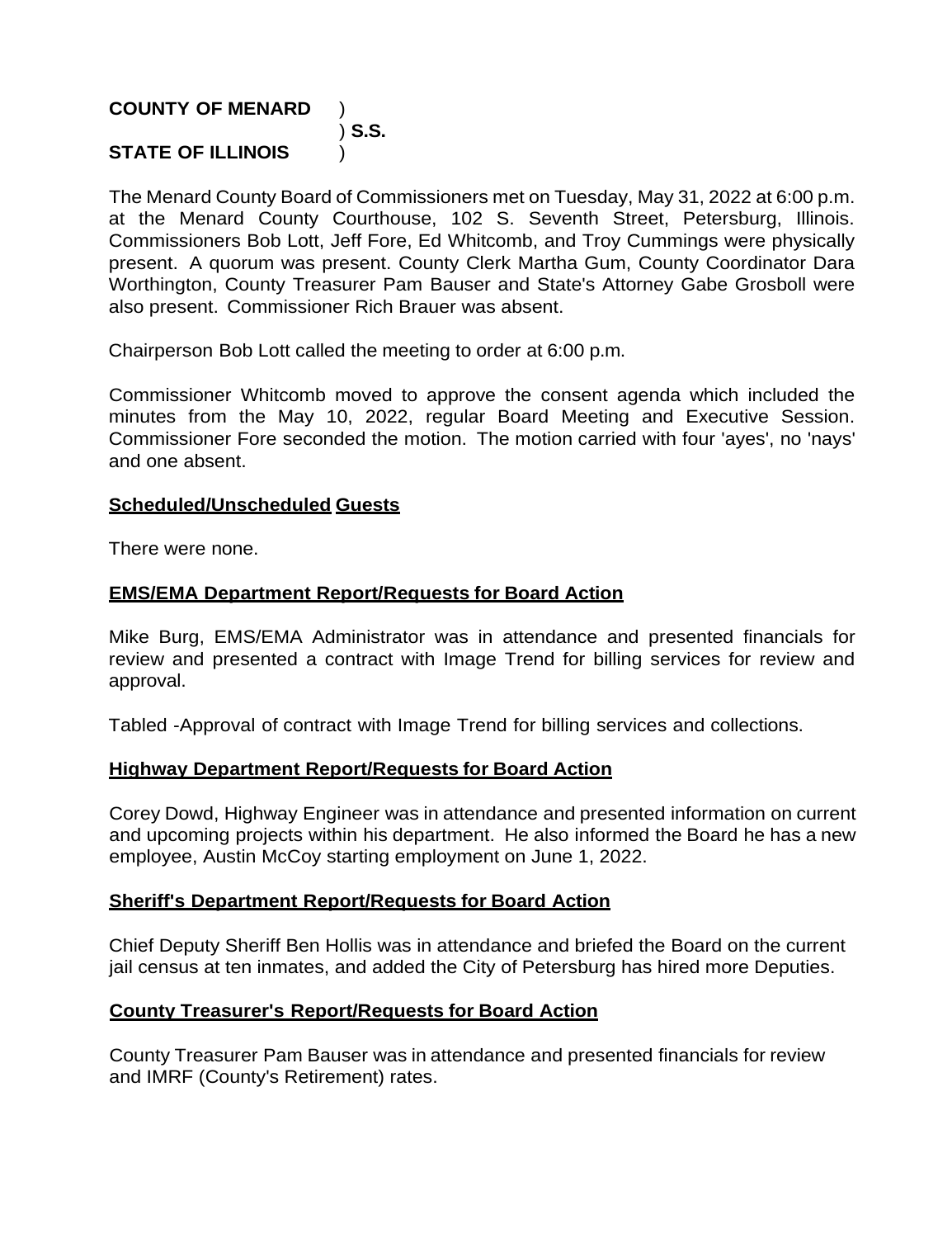**COUNTY OF MENARD** )
) **S.S.**
**STATE OF ILLINOIS** )

The Menard County Board of Commissioners met on Tuesday, May 31, 2022 at 6:00 p.m. at the Menard County Courthouse, 102 S. Seventh Street, Petersburg, Illinois. Commissioners Bob Lott, Jeff Fore, Ed Whitcomb, and Troy Cummings were physically present. A quorum was present. County Clerk Martha Gum, County Coordinator Dara Worthington, County Treasurer Pam Bauser and State's Attorney Gabe Grosboll were also present. Commissioner Rich Brauer was absent.

Chairperson Bob Lott called the meeting to order at 6:00 p.m.

Commissioner Whitcomb moved to approve the consent agenda which included the minutes from the May 10, 2022, regular Board Meeting and Executive Session. Commissioner Fore seconded the motion. The motion carried with four 'ayes', no 'nays' and one absent.

**Scheduled/Unscheduled Guests**

There were none.

**EMS/EMA Department Report/Requests for Board Action**

Mike Burg, EMS/EMA Administrator was in attendance and presented financials for review and presented a contract with Image Trend for billing services for review and approval.

Tabled -Approval of contract with Image Trend for billing services and collections.

**Highway Department Report/Requests for Board Action**

Corey Dowd, Highway Engineer was in attendance and presented information on current and upcoming projects within his department. He also informed the Board he has a new employee, Austin McCoy starting employment on June 1, 2022.

**Sheriff's Department Report/Requests for Board Action**

Chief Deputy Sheriff Ben Hollis was in attendance and briefed the Board on the current jail census at ten inmates, and added the City of Petersburg has hired more Deputies.

**County Treasurer's Report/Requests for Board Action**

County Treasurer Pam Bauser was in attendance and presented financials for review and IMRF (County's Retirement) rates.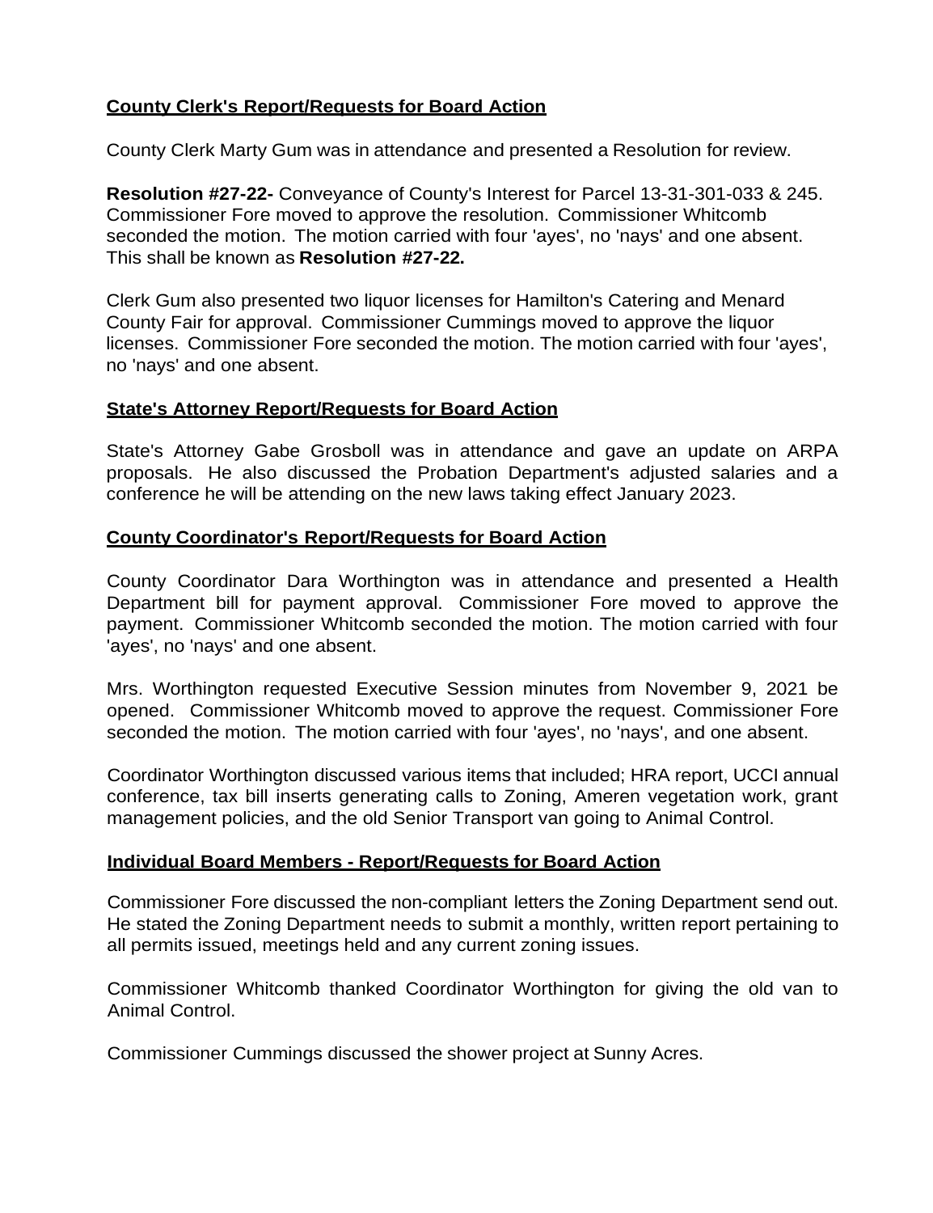**<u>County Clerk's Report/Requests for Board Action</u>**

County Clerk Marty Gum was in attendance and presented a Resolution for review.

**Resolution #27-22-** Conveyance of County's Interest for Parcel 13-31-301-033 & 245. Commissioner Fore moved to approve the resolution. Commissioner Whitcomb seconded the motion. The motion carried with four 'ayes', no 'nays' and one absent. This shall be known as **Resolution #27-22.**

Clerk Gum also presented two liquor licenses for Hamilton's Catering and Menard County Fair for approval. Commissioner Cummings moved to approve the liquor licenses. Commissioner Fore seconded the motion. The motion carried with four 'ayes', no 'nays' and one absent.

**<u>State's Attorney Report/Requests for Board Action</u>**

State's Attorney Gabe Grosboll was in attendance and gave an update on ARPA proposals. He also discussed the Probation Department's adjusted salaries and a conference he will be attending on the new laws taking effect January 2023.

**<u>County Coordinator's Report/Requests for Board Action</u>**

County Coordinator Dara Worthington was in attendance and presented a Health Department bill for payment approval. Commissioner Fore moved to approve the payment. Commissioner Whitcomb seconded the motion. The motion carried with four 'ayes', no 'nays' and one absent.

Mrs. Worthington requested Executive Session minutes from November 9, 2021 be opened. Commissioner Whitcomb moved to approve the request. Commissioner Fore seconded the motion. The motion carried with four 'ayes', no 'nays', and one absent.

Coordinator Worthington discussed various items that included; HRA report, UCCI annual conference, tax bill inserts generating calls to Zoning, Ameren vegetation work, grant management policies, and the old Senior Transport van going to Animal Control.

**<u>Individual Board Members - Report/Requests for Board Action</u>**

Commissioner Fore discussed the non-compliant letters the Zoning Department send out. He stated the Zoning Department needs to submit a monthly, written report pertaining to all permits issued, meetings held and any current zoning issues.

Commissioner Whitcomb thanked Coordinator Worthington for giving the old van to Animal Control.

Commissioner Cummings discussed the shower project at Sunny Acres.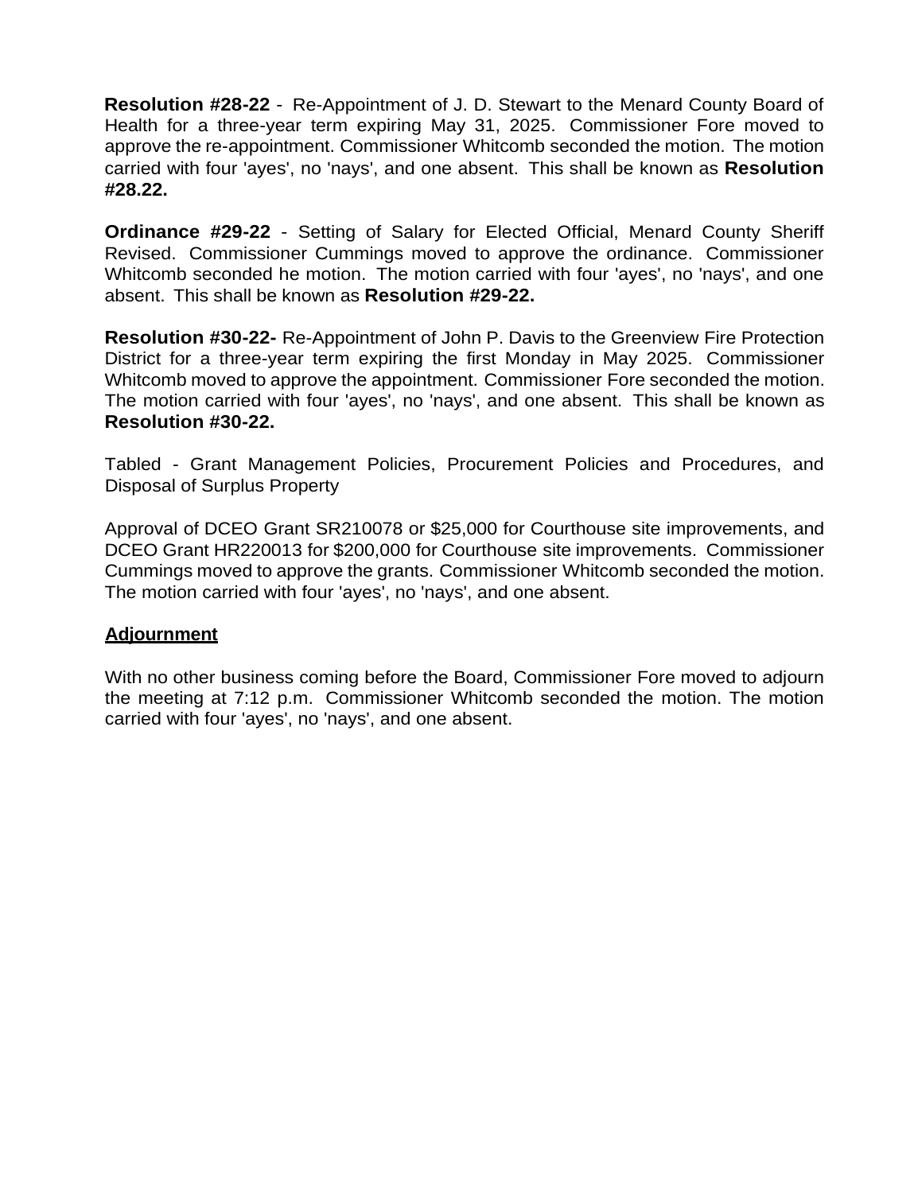**Resolution #28-22** - Re-Appointment of J. D. Stewart to the Menard County Board of Health for a three-year term expiring May 31, 2025. Commissioner Fore moved to approve the re-appointment. Commissioner Whitcomb seconded the motion. The motion carried with four 'ayes', no 'nays', and one absent. This shall be known as **Resolution #28.22.**

**Ordinance #29-22** - Setting of Salary for Elected Official, Menard County Sheriff Revised. Commissioner Cummings moved to approve the ordinance. Commissioner Whitcomb seconded he motion. The motion carried with four 'ayes', no 'nays', and one absent. This shall be known as **Resolution #29-22.**

**Resolution #30-22-** Re-Appointment of John P. Davis to the Greenview Fire Protection District for a three-year term expiring the first Monday in May 2025. Commissioner Whitcomb moved to approve the appointment. Commissioner Fore seconded the motion. The motion carried with four 'ayes', no 'nays', and one absent. This shall be known as **Resolution #30-22.**

Tabled - Grant Management Policies, Procurement Policies and Procedures, and Disposal of Surplus Property

Approval of DCEO Grant SR210078 or $25,000 for Courthouse site improvements, and DCEO Grant HR220013 for $200,000 for Courthouse site improvements. Commissioner Cummings moved to approve the grants. Commissioner Whitcomb seconded the motion. The motion carried with four 'ayes', no 'nays', and one absent.

## Adjournment

With no other business coming before the Board, Commissioner Fore moved to adjourn the meeting at 7:12 p.m. Commissioner Whitcomb seconded the motion. The motion carried with four 'ayes', no 'nays', and one absent.